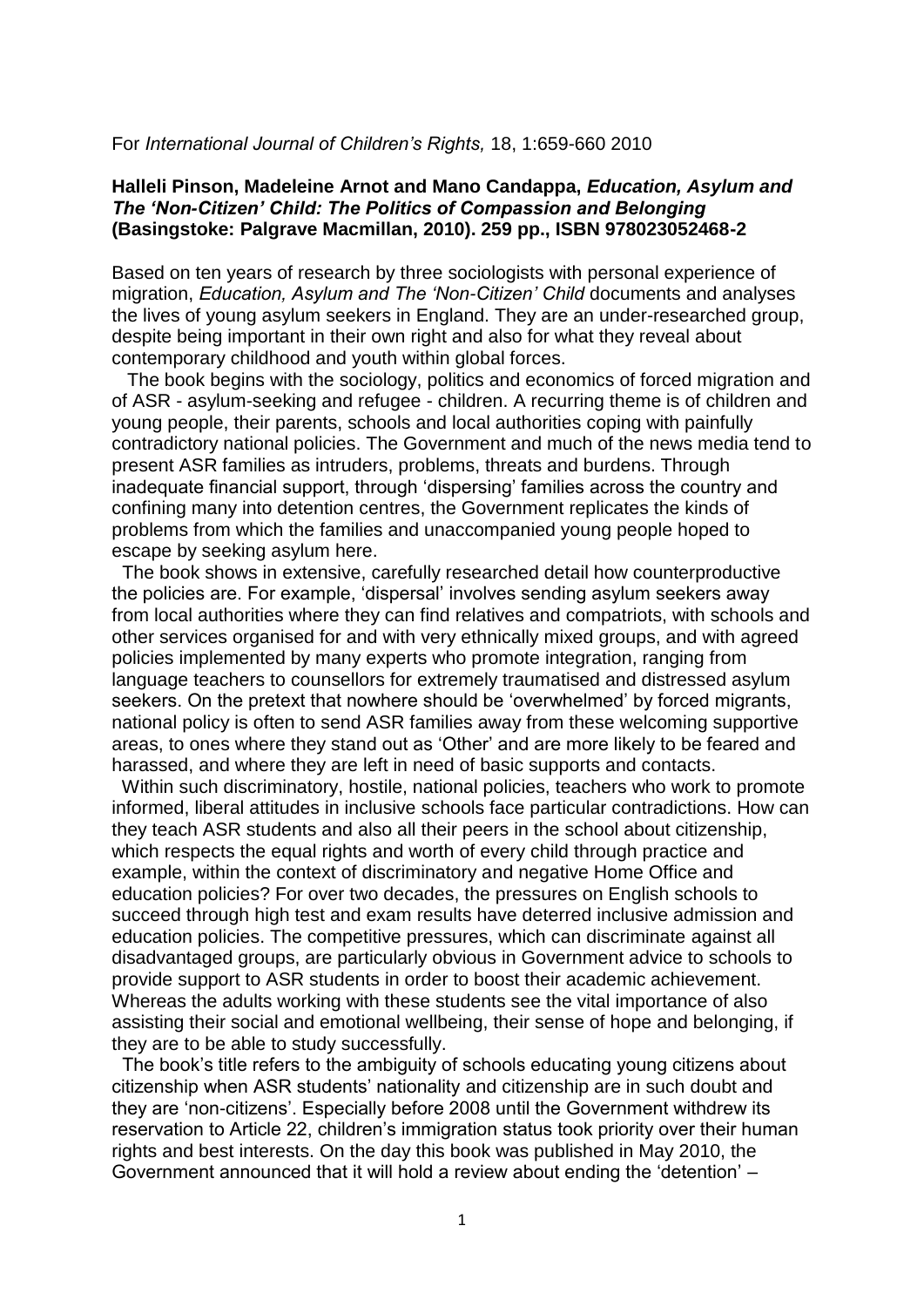For *International Journal of Children's Rights,* 18, 1:659-660 2010

**Halleli Pinson, Madeleine Arnot and Mano Candappa, *Education, Asylum and The 'Non-Citizen' Child: The Politics of Compassion and Belonging* (Basingstoke: Palgrave Macmillan, 2010). 259 pp., ISBN 978023052468-2**

Based on ten years of research by three sociologists with personal experience of migration, *Education, Asylum and The 'Non-Citizen' Child* documents and analyses the lives of young asylum seekers in England. They are an under-researched group, despite being important in their own right and also for what they reveal about contemporary childhood and youth within global forces.

The book begins with the sociology, politics and economics of forced migration and of ASR - asylum-seeking and refugee - children. A recurring theme is of children and young people, their parents, schools and local authorities coping with painfully contradictory national policies. The Government and much of the news media tend to present ASR families as intruders, problems, threats and burdens. Through inadequate financial support, through 'dispersing' families across the country and confining many into detention centres, the Government replicates the kinds of problems from which the families and unaccompanied young people hoped to escape by seeking asylum here.

The book shows in extensive, carefully researched detail how counterproductive the policies are. For example, 'dispersal' involves sending asylum seekers away from local authorities where they can find relatives and compatriots, with schools and other services organised for and with very ethnically mixed groups, and with agreed policies implemented by many experts who promote integration, ranging from language teachers to counsellors for extremely traumatised and distressed asylum seekers. On the pretext that nowhere should be 'overwhelmed' by forced migrants, national policy is often to send ASR families away from these welcoming supportive areas, to ones where they stand out as 'Other' and are more likely to be feared and harassed, and where they are left in need of basic supports and contacts.

Within such discriminatory, hostile, national policies, teachers who work to promote informed, liberal attitudes in inclusive schools face particular contradictions. How can they teach ASR students and also all their peers in the school about citizenship, which respects the equal rights and worth of every child through practice and example, within the context of discriminatory and negative Home Office and education policies? For over two decades, the pressures on English schools to succeed through high test and exam results have deterred inclusive admission and education policies. The competitive pressures, which can discriminate against all disadvantaged groups, are particularly obvious in Government advice to schools to provide support to ASR students in order to boost their academic achievement. Whereas the adults working with these students see the vital importance of also assisting their social and emotional wellbeing, their sense of hope and belonging, if they are to be able to study successfully.

The book's title refers to the ambiguity of schools educating young citizens about citizenship when ASR students' nationality and citizenship are in such doubt and they are 'non-citizens'. Especially before 2008 until the Government withdrew its reservation to Article 22, children's immigration status took priority over their human rights and best interests. On the day this book was published in May 2010, the Government announced that it will hold a review about ending the 'detention' –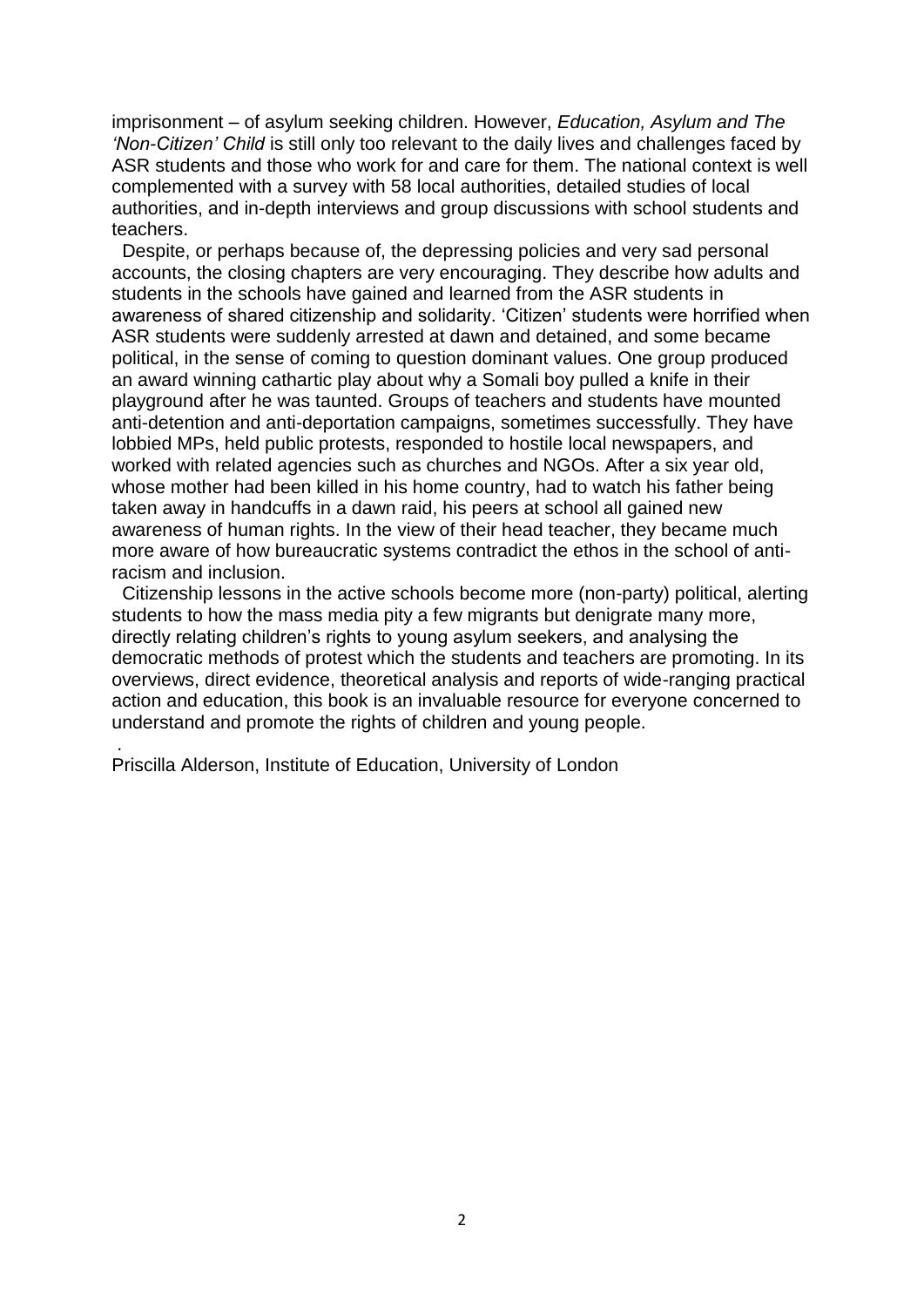imprisonment – of asylum seeking children. However, *Education, Asylum and The 'Non-Citizen' Child* is still only too relevant to the daily lives and challenges faced by ASR students and those who work for and care for them. The national context is well complemented with a survey with 58 local authorities, detailed studies of local authorities, and in-depth interviews and group discussions with school students and teachers.

Despite, or perhaps because of, the depressing policies and very sad personal accounts, the closing chapters are very encouraging. They describe how adults and students in the schools have gained and learned from the ASR students in awareness of shared citizenship and solidarity. 'Citizen' students were horrified when ASR students were suddenly arrested at dawn and detained, and some became political, in the sense of coming to question dominant values. One group produced an award winning cathartic play about why a Somali boy pulled a knife in their playground after he was taunted. Groups of teachers and students have mounted anti-detention and anti-deportation campaigns, sometimes successfully. They have lobbied MPs, held public protests, responded to hostile local newspapers, and worked with related agencies such as churches and NGOs. After a six year old, whose mother had been killed in his home country, had to watch his father being taken away in handcuffs in a dawn raid, his peers at school all gained new awareness of human rights. In the view of their head teacher, they became much more aware of how bureaucratic systems contradict the ethos in the school of anti-racism and inclusion.

Citizenship lessons in the active schools become more (non-party) political, alerting students to how the mass media pity a few migrants but denigrate many more, directly relating children's rights to young asylum seekers, and analysing the democratic methods of protest which the students and teachers are promoting. In its overviews, direct evidence, theoretical analysis and reports of wide-ranging practical action and education, this book is an invaluable resource for everyone concerned to understand and promote the rights of children and young people.

.

Priscilla Alderson, Institute of Education, University of London